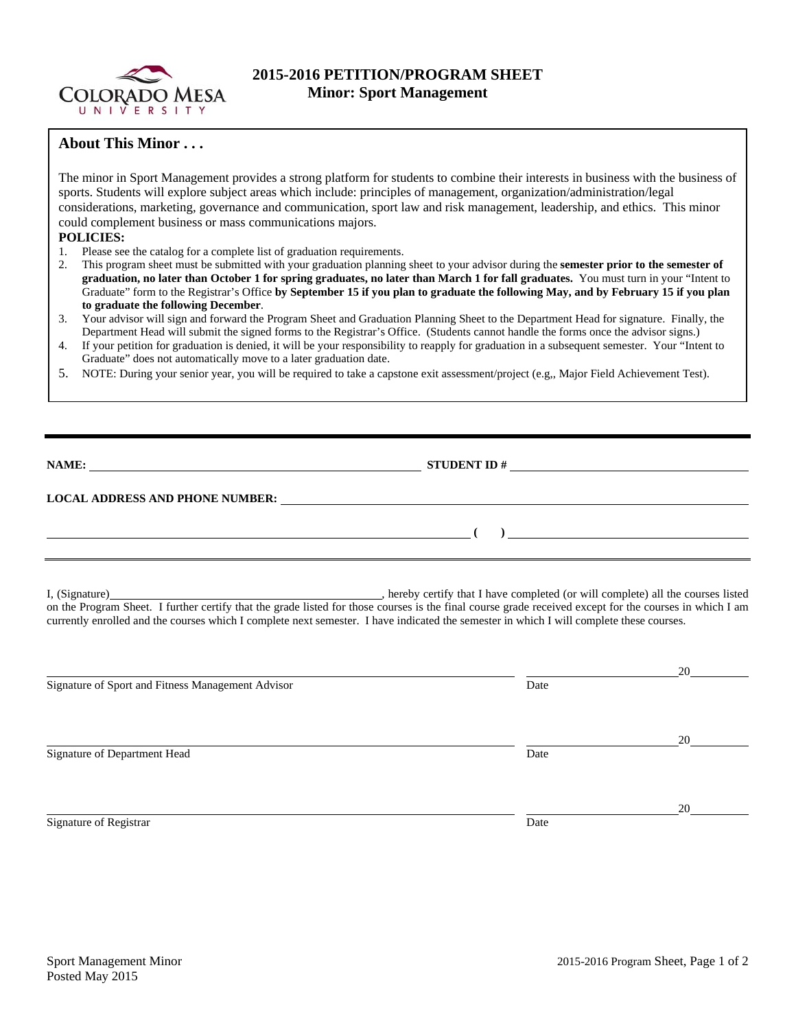# 2015-2016 PETITION/PROGRAM SHEET
## Minor: Sport Management

### About This Minor . . .

The minor in Sport Management provides a strong platform for students to combine their interests in business with the business of sports. Students will explore subject areas which include: principles of management, organization/administration/legal considerations, marketing, governance and communication, sport law and risk management, leadership, and ethics. This minor could complement business or mass communications majors.

**POLICIES:**

1. Please see the catalog for a complete list of graduation requirements.
2. This program sheet must be submitted with your graduation planning sheet to your advisor during the **semester prior to the semester of graduation, no later than October 1 for spring graduates, no later than March 1 for fall graduates.** You must turn in your "Intent to Graduate" form to the Registrar's Office **by September 15 if you plan to graduate the following May, and by February 15 if you plan to graduate the following December**.
3. Your advisor will sign and forward the Program Sheet and Graduation Planning Sheet to the Department Head for signature. Finally, the Department Head will submit the signed forms to the Registrar's Office. (Students cannot handle the forms once the advisor signs.)
4. If your petition for graduation is denied, it will be your responsibility to reapply for graduation in a subsequent semester. Your "Intent to Graduate" does not automatically move to a later graduation date.
5. NOTE: During your senior year, you will be required to take a capstone exit assessment/project (e.g,, Major Field Achievement Test).

---

**NAME:** ______________________________ **STUDENT ID #** ______________________________

**LOCAL ADDRESS AND PHONE NUMBER:** ______________________________

______________________________ **( )** ______________________________

I, (Signature)______________________________, hereby certify that I have completed (or will complete) all the courses listed on the Program Sheet. I further certify that the grade listed for those courses is the final course grade received except for the courses in which I am currently enrolled and the courses which I complete next semester. I have indicated the semester in which I will complete these courses.

______________________________ ____________________20________
Signature of Sport and Fitness Management Advisor Date

______________________________ ____________________20________
Signature of Department Head Date

______________________________ ____________________20________
Signature of Registrar Date

Sport Management Minor
Posted May 2015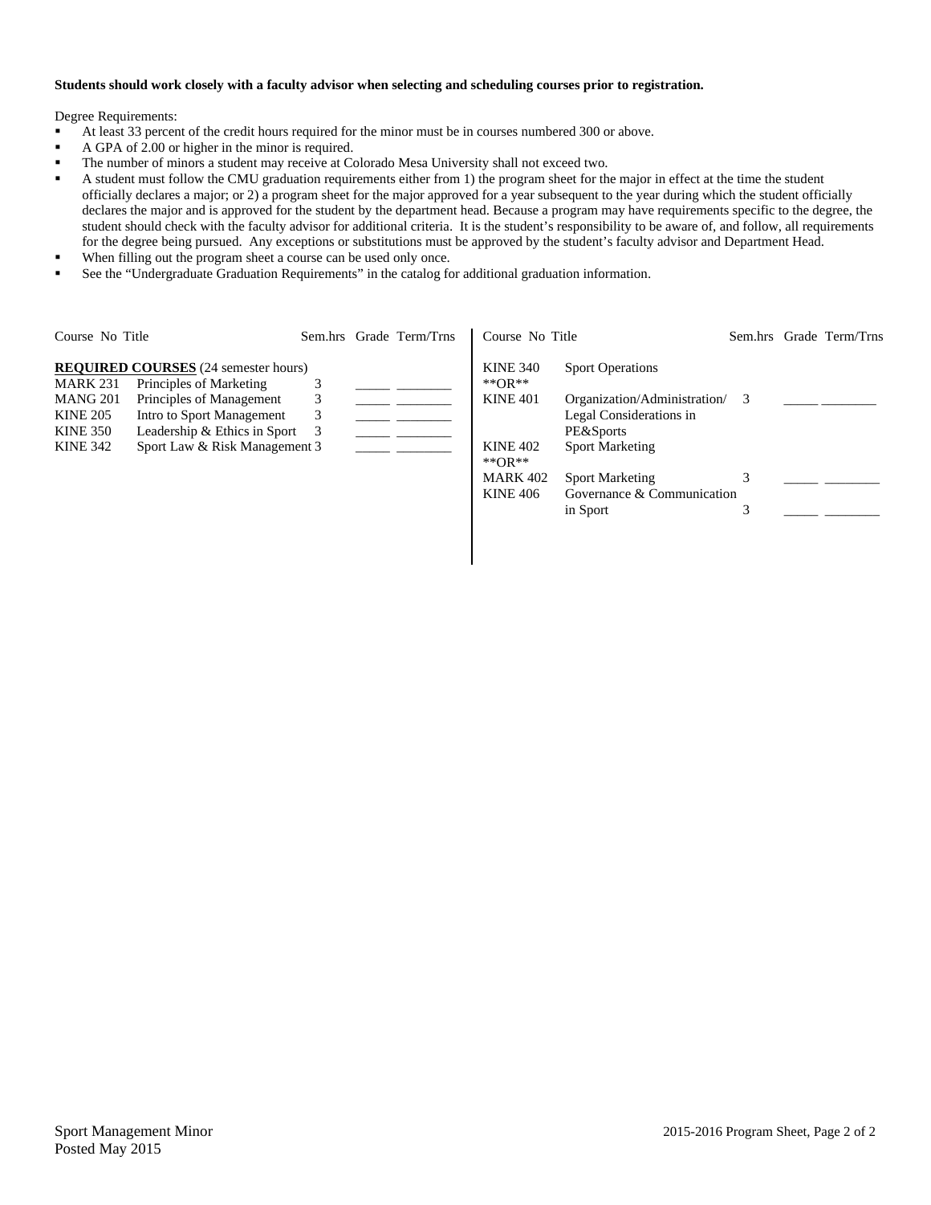**Students should work closely with a faculty advisor when selecting and scheduling courses prior to registration.**

Degree Requirements:

- At least 33 percent of the credit hours required for the minor must be in courses numbered 300 or above.
- A GPA of 2.00 or higher in the minor is required.
- The number of minors a student may receive at Colorado Mesa University shall not exceed two.
- A student must follow the CMU graduation requirements either from 1) the program sheet for the major in effect at the time the student officially declares a major; or 2) a program sheet for the major approved for a year subsequent to the year during which the student officially declares the major and is approved for the student by the department head. Because a program may have requirements specific to the degree, the student should check with the faculty advisor for additional criteria. It is the student's responsibility to be aware of, and follow, all requirements for the degree being pursued. Any exceptions or substitutions must be approved by the student's faculty advisor and Department Head.
- When filling out the program sheet a course can be used only once.
- See the "Undergraduate Graduation Requirements" in the catalog for additional graduation information.

| Course No | Title | Sem.hrs | Grade | Term/Trns |
|---|---|---|---|---|
| **REQUIRED COURSES** (24 semester hours) | | | | |
| MARK 231 | Principles of Marketing | 3 | _____ | ________ |
| MANG 201 | Principles of Management | 3 | _____ | ________ |
| KINE 205 | Intro to Sport Management | 3 | _____ | ________ |
| KINE 350 | Leadership & Ethics in Sport | 3 | _____ | ________ |
| KINE 342 | Sport Law & Risk Management | 3 | _____ | ________ |
| KINE 340 | Sport Operations | | | |
| **OR** | | | | |
| KINE 401 | Organization/Administration/ Legal Considerations in PE&Sports | 3 | _____ | ________ |
| KINE 402 | Sport Marketing | | | |
| **OR** | | | | |
| MARK 402 | Sport Marketing | 3 | _____ | ________ |
| KINE 406 | Governance & Communication in Sport | 3 | _____ | ________ |

Sport Management Minor
Posted May 2015